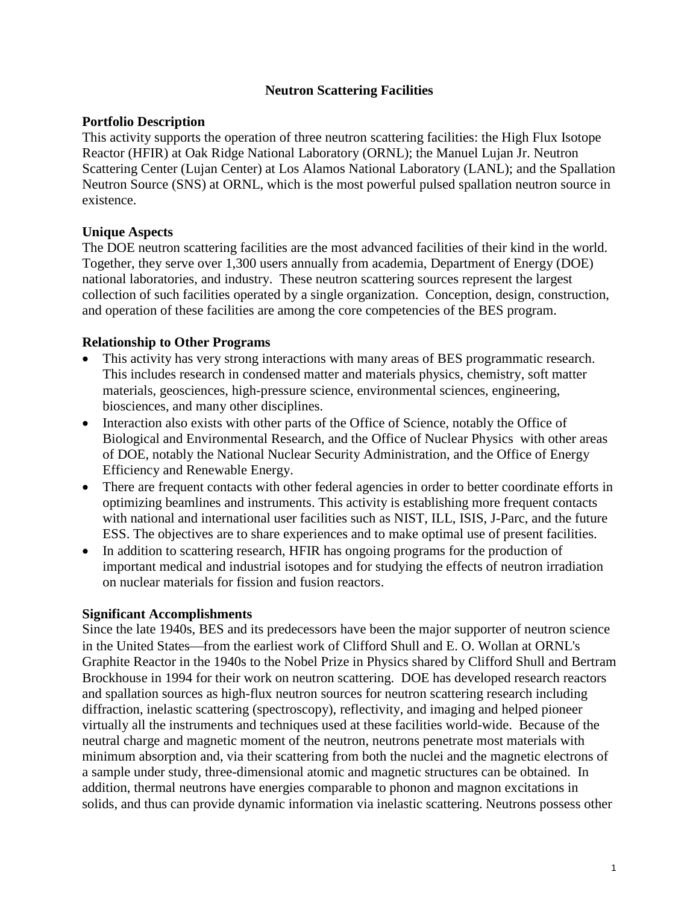# Neutron Scattering Facilities

## Portfolio Description

This activity supports the operation of three neutron scattering facilities: the High Flux Isotope Reactor (HFIR) at Oak Ridge National Laboratory (ORNL); the Manuel Lujan Jr. Neutron Scattering Center (Lujan Center) at Los Alamos National Laboratory (LANL); and the Spallation Neutron Source (SNS) at ORNL, which is the most powerful pulsed spallation neutron source in existence.

## Unique Aspects

The DOE neutron scattering facilities are the most advanced facilities of their kind in the world. Together, they serve over 1,300 users annually from academia, Department of Energy (DOE) national laboratories, and industry. These neutron scattering sources represent the largest collection of such facilities operated by a single organization. Conception, design, construction, and operation of these facilities are among the core competencies of the BES program.

## Relationship to Other Programs

- This activity has very strong interactions with many areas of BES programmatic research. This includes research in condensed matter and materials physics, chemistry, soft matter materials, geosciences, high-pressure science, environmental sciences, engineering, biosciences, and many other disciplines.
- Interaction also exists with other parts of the Office of Science, notably the Office of Biological and Environmental Research, and the Office of Nuclear Physics with other areas of DOE, notably the National Nuclear Security Administration, and the Office of Energy Efficiency and Renewable Energy.
- There are frequent contacts with other federal agencies in order to better coordinate efforts in optimizing beamlines and instruments. This activity is establishing more frequent contacts with national and international user facilities such as NIST, ILL, ISIS, J-Parc, and the future ESS. The objectives are to share experiences and to make optimal use of present facilities.
- In addition to scattering research, HFIR has ongoing programs for the production of important medical and industrial isotopes and for studying the effects of neutron irradiation on nuclear materials for fission and fusion reactors.

## Significant Accomplishments

Since the late 1940s, BES and its predecessors have been the major supporter of neutron science in the United States—from the earliest work of Clifford Shull and E. O. Wollan at ORNL's Graphite Reactor in the 1940s to the Nobel Prize in Physics shared by Clifford Shull and Bertram Brockhouse in 1994 for their work on neutron scattering. DOE has developed research reactors and spallation sources as high-flux neutron sources for neutron scattering research including diffraction, inelastic scattering (spectroscopy), reflectivity, and imaging and helped pioneer virtually all the instruments and techniques used at these facilities world-wide. Because of the neutral charge and magnetic moment of the neutron, neutrons penetrate most materials with minimum absorption and, via their scattering from both the nuclei and the magnetic electrons of a sample under study, three-dimensional atomic and magnetic structures can be obtained. In addition, thermal neutrons have energies comparable to phonon and magnon excitations in solids, and thus can provide dynamic information via inelastic scattering. Neutrons possess other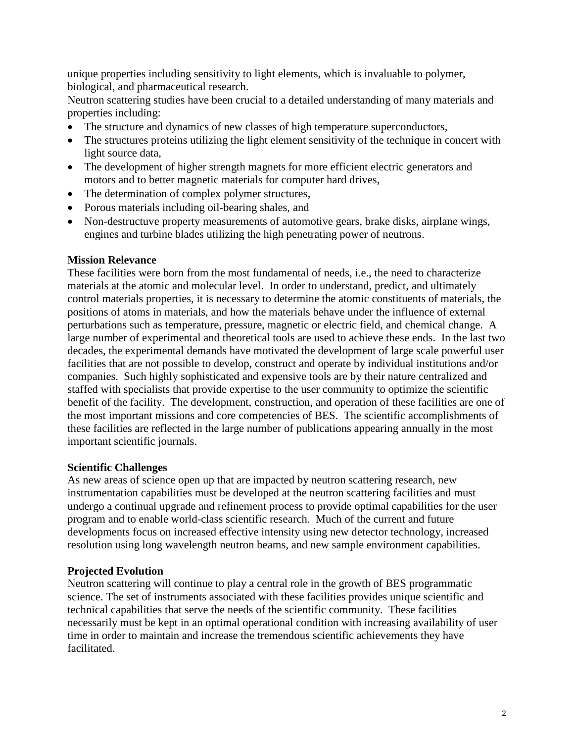unique properties including sensitivity to light elements, which is invaluable to polymer, biological, and pharmaceutical research.

Neutron scattering studies have been crucial to a detailed understanding of many materials and properties including:

- The structure and dynamics of new classes of high temperature superconductors,
- The structures proteins utilizing the light element sensitivity of the technique in concert with light source data,
- The development of higher strength magnets for more efficient electric generators and motors and to better magnetic materials for computer hard drives,
- The determination of complex polymer structures,
- Porous materials including oil-bearing shales, and
- Non-destructuve property measurements of automotive gears, brake disks, airplane wings, engines and turbine blades utilizing the high penetrating power of neutrons.

**Mission Relevance**

These facilities were born from the most fundamental of needs, i.e., the need to characterize materials at the atomic and molecular level. In order to understand, predict, and ultimately control materials properties, it is necessary to determine the atomic constituents of materials, the positions of atoms in materials, and how the materials behave under the influence of external perturbations such as temperature, pressure, magnetic or electric field, and chemical change. A large number of experimental and theoretical tools are used to achieve these ends. In the last two decades, the experimental demands have motivated the development of large scale powerful user facilities that are not possible to develop, construct and operate by individual institutions and/or companies. Such highly sophisticated and expensive tools are by their nature centralized and staffed with specialists that provide expertise to the user community to optimize the scientific benefit of the facility. The development, construction, and operation of these facilities are one of the most important missions and core competencies of BES. The scientific accomplishments of these facilities are reflected in the large number of publications appearing annually in the most important scientific journals.

**Scientific Challenges**

As new areas of science open up that are impacted by neutron scattering research, new instrumentation capabilities must be developed at the neutron scattering facilities and must undergo a continual upgrade and refinement process to provide optimal capabilities for the user program and to enable world-class scientific research. Much of the current and future developments focus on increased effective intensity using new detector technology, increased resolution using long wavelength neutron beams, and new sample environment capabilities.

**Projected Evolution**

Neutron scattering will continue to play a central role in the growth of BES programmatic science. The set of instruments associated with these facilities provides unique scientific and technical capabilities that serve the needs of the scientific community. These facilities necessarily must be kept in an optimal operational condition with increasing availability of user time in order to maintain and increase the tremendous scientific achievements they have facilitated.